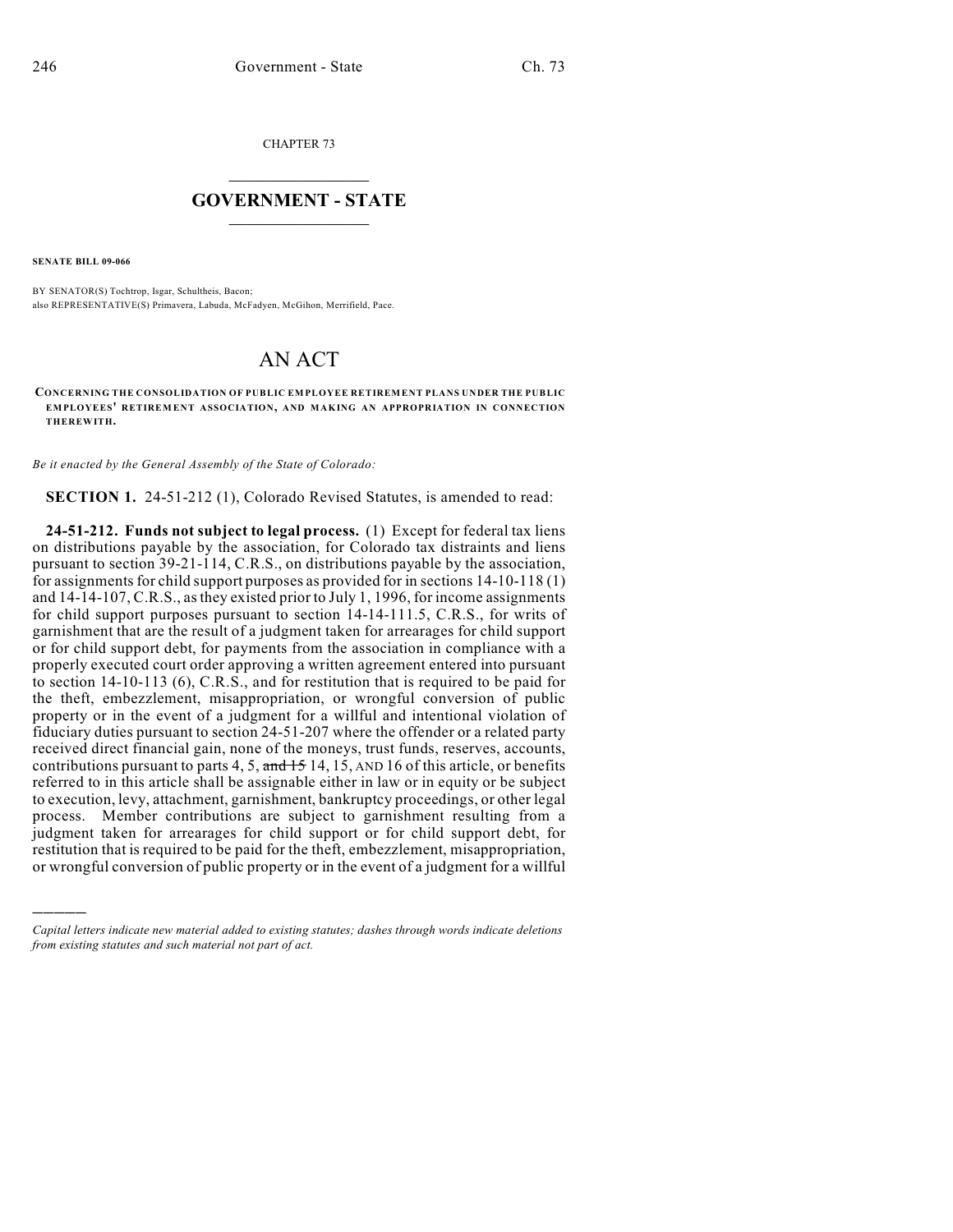CHAPTER 73

# GOVERNMENT - STATE

**SENATE BILL 09-066**

BY SENATOR(S) Tochtrop, Isgar, Schultheis, Bacon;
also REPRESENTATIVE(S) Primavera, Labuda, McFadyen, McGihon, Merrifield, Pace.

# AN ACT

**CONCERNING THE CONSOLIDATION OF PUBLIC EMPLOYEE RETIREMENT PLANS UNDER THE PUBLIC EMPLOYEES' RETIREMENT ASSOCIATION, AND MAKING AN APPROPRIATION IN CONNECTION THEREWITH.**

*Be it enacted by the General Assembly of the State of Colorado:*

**SECTION 1.** 24-51-212 (1), Colorado Revised Statutes, is amended to read:

**24-51-212. Funds not subject to legal process.** (1) Except for federal tax liens on distributions payable by the association, for Colorado tax distraints and liens pursuant to section 39-21-114, C.R.S., on distributions payable by the association, for assignments for child support purposes as provided for in sections 14-10-118 (1) and 14-14-107, C.R.S., as they existed prior to July 1, 1996, for income assignments for child support purposes pursuant to section 14-14-111.5, C.R.S., for writs of garnishment that are the result of a judgment taken for arrearages for child support or for child support debt, for payments from the association in compliance with a properly executed court order approving a written agreement entered into pursuant to section 14-10-113 (6), C.R.S., and for restitution that is required to be paid for the theft, embezzlement, misappropriation, or wrongful conversion of public property or in the event of a judgment for a willful and intentional violation of fiduciary duties pursuant to section 24-51-207 where the offender or a related party received direct financial gain, none of the moneys, trust funds, reserves, accounts, contributions pursuant to parts 4, 5, ~~and 15~~ 14, 15, AND 16 of this article, or benefits referred to in this article shall be assignable either in law or in equity or be subject to execution, levy, attachment, garnishment, bankruptcy proceedings, or other legal process. Member contributions are subject to garnishment resulting from a judgment taken for arrearages for child support or for child support debt, for restitution that is required to be paid for the theft, embezzlement, misappropriation, or wrongful conversion of public property or in the event of a judgment for a willful

---

*Capital letters indicate new material added to existing statutes; dashes through words indicate deletions from existing statutes and such material not part of act.*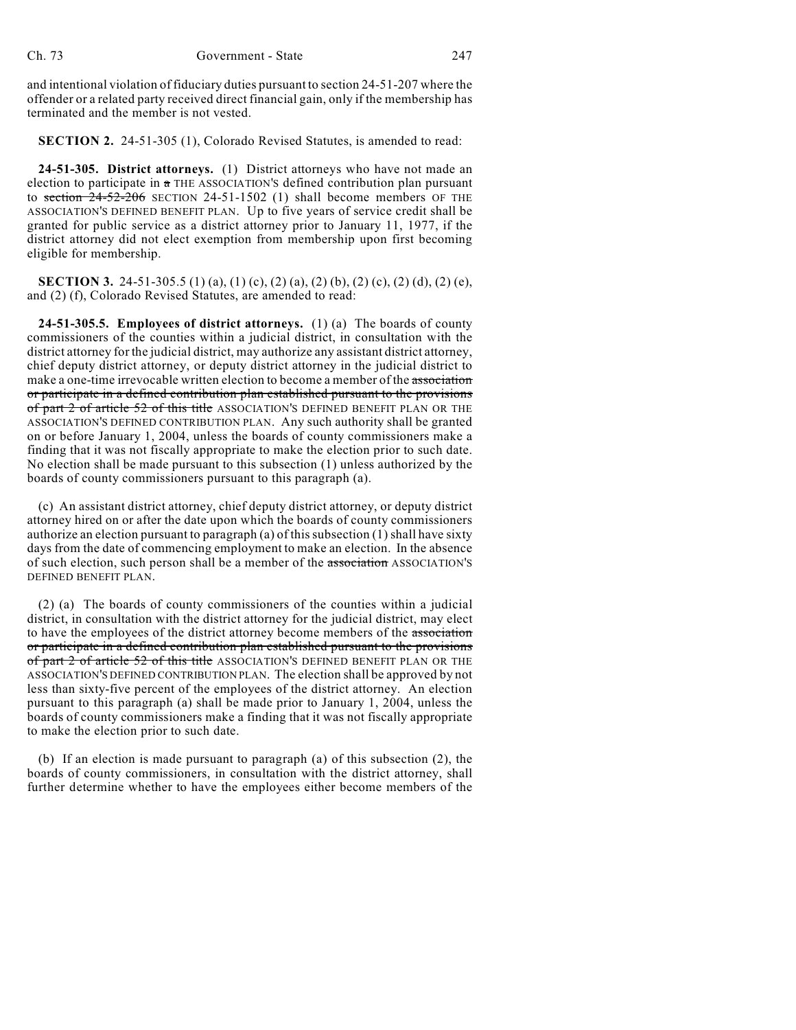and intentional violation of fiduciary duties pursuant to section 24-51-207 where the offender or a related party received direct financial gain, only if the membership has terminated and the member is not vested.

**SECTION 2.** 24-51-305 (1), Colorado Revised Statutes, is amended to read:

**24-51-305. District attorneys.** (1) District attorneys who have not made an election to participate in ~~a~~ THE ASSOCIATION'S defined contribution plan pursuant to ~~section 24-52-206~~ SECTION 24-51-1502 (1) shall become members OF THE ASSOCIATION'S DEFINED BENEFIT PLAN. Up to five years of service credit shall be granted for public service as a district attorney prior to January 11, 1977, if the district attorney did not elect exemption from membership upon first becoming eligible for membership.

**SECTION 3.** 24-51-305.5 (1) (a), (1) (c), (2) (a), (2) (b), (2) (c), (2) (d), (2) (e), and (2) (f), Colorado Revised Statutes, are amended to read:

**24-51-305.5. Employees of district attorneys.** (1) (a) The boards of county commissioners of the counties within a judicial district, in consultation with the district attorney for the judicial district, may authorize any assistant district attorney, chief deputy district attorney, or deputy district attorney in the judicial district to make a one-time irrevocable written election to become a member of the ~~association or participate in a defined contribution plan established pursuant to the provisions of part 2 of article 52 of this title~~ ASSOCIATION'S DEFINED BENEFIT PLAN OR THE ASSOCIATION'S DEFINED CONTRIBUTION PLAN. Any such authority shall be granted on or before January 1, 2004, unless the boards of county commissioners make a finding that it was not fiscally appropriate to make the election prior to such date. No election shall be made pursuant to this subsection (1) unless authorized by the boards of county commissioners pursuant to this paragraph (a).

(c) An assistant district attorney, chief deputy district attorney, or deputy district attorney hired on or after the date upon which the boards of county commissioners authorize an election pursuant to paragraph (a) of this subsection (1) shall have sixty days from the date of commencing employment to make an election. In the absence of such election, such person shall be a member of the ~~association~~ ASSOCIATION'S DEFINED BENEFIT PLAN.

(2) (a) The boards of county commissioners of the counties within a judicial district, in consultation with the district attorney for the judicial district, may elect to have the employees of the district attorney become members of the ~~association or participate in a defined contribution plan established pursuant to the provisions of part 2 of article 52 of this title~~ ASSOCIATION'S DEFINED BENEFIT PLAN OR THE ASSOCIATION'S DEFINED CONTRIBUTION PLAN. The election shall be approved by not less than sixty-five percent of the employees of the district attorney. An election pursuant to this paragraph (a) shall be made prior to January 1, 2004, unless the boards of county commissioners make a finding that it was not fiscally appropriate to make the election prior to such date.

(b) If an election is made pursuant to paragraph (a) of this subsection (2), the boards of county commissioners, in consultation with the district attorney, shall further determine whether to have the employees either become members of the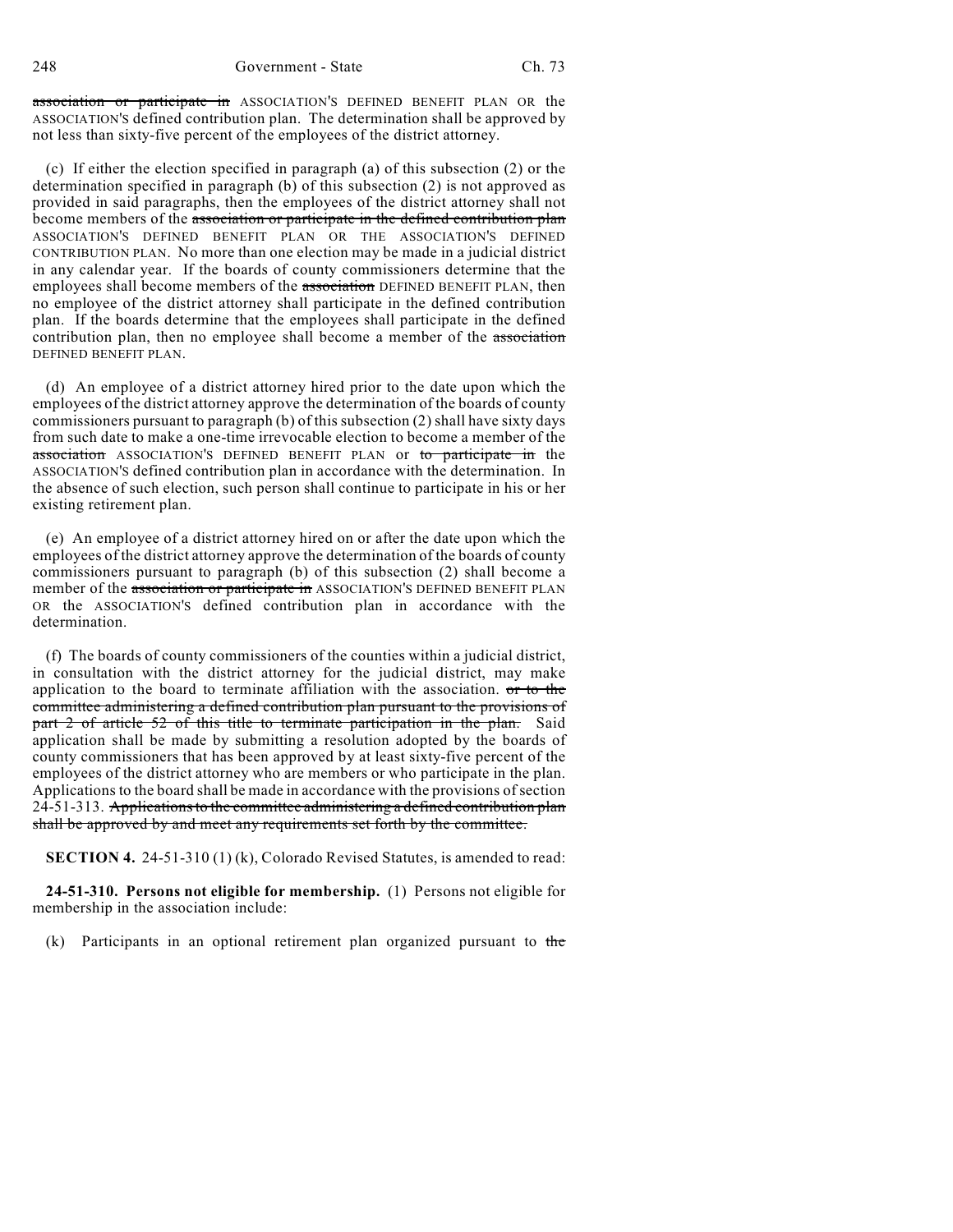~~association or participate in~~ ASSOCIATION'S DEFINED BENEFIT PLAN OR the ASSOCIATION'S defined contribution plan. The determination shall be approved by not less than sixty-five percent of the employees of the district attorney.

(c) If either the election specified in paragraph (a) of this subsection (2) or the determination specified in paragraph (b) of this subsection (2) is not approved as provided in said paragraphs, then the employees of the district attorney shall not become members of the ~~association or participate in the defined contribution plan~~ ASSOCIATION'S DEFINED BENEFIT PLAN OR THE ASSOCIATION'S DEFINED CONTRIBUTION PLAN. No more than one election may be made in a judicial district in any calendar year. If the boards of county commissioners determine that the employees shall become members of the ~~association~~ DEFINED BENEFIT PLAN, then no employee of the district attorney shall participate in the defined contribution plan. If the boards determine that the employees shall participate in the defined contribution plan, then no employee shall become a member of the ~~association~~ DEFINED BENEFIT PLAN.

(d) An employee of a district attorney hired prior to the date upon which the employees of the district attorney approve the determination of the boards of county commissioners pursuant to paragraph (b) of this subsection (2) shall have sixty days from such date to make a one-time irrevocable election to become a member of the ~~association~~ ASSOCIATION'S DEFINED BENEFIT PLAN or ~~to participate in~~ the ASSOCIATION'S defined contribution plan in accordance with the determination. In the absence of such election, such person shall continue to participate in his or her existing retirement plan.

(e) An employee of a district attorney hired on or after the date upon which the employees of the district attorney approve the determination of the boards of county commissioners pursuant to paragraph (b) of this subsection (2) shall become a member of the ~~association or participate in~~ ASSOCIATION'S DEFINED BENEFIT PLAN OR the ASSOCIATION'S defined contribution plan in accordance with the determination.

(f) The boards of county commissioners of the counties within a judicial district, in consultation with the district attorney for the judicial district, may make application to the board to terminate affiliation with the association. ~~or to the committee administering a defined contribution plan pursuant to the provisions of part 2 of article 52 of this title to terminate participation in the plan.~~ Said application shall be made by submitting a resolution adopted by the boards of county commissioners that has been approved by at least sixty-five percent of the employees of the district attorney who are members or who participate in the plan. Applications to the board shall be made in accordance with the provisions of section 24-51-313. ~~Applications to the committee administering a defined contribution plan shall be approved by and meet any requirements set forth by the committee.~~

**SECTION 4.** 24-51-310 (1) (k), Colorado Revised Statutes, is amended to read:

**24-51-310. Persons not eligible for membership.** (1) Persons not eligible for membership in the association include:

(k) Participants in an optional retirement plan organized pursuant to ~~the~~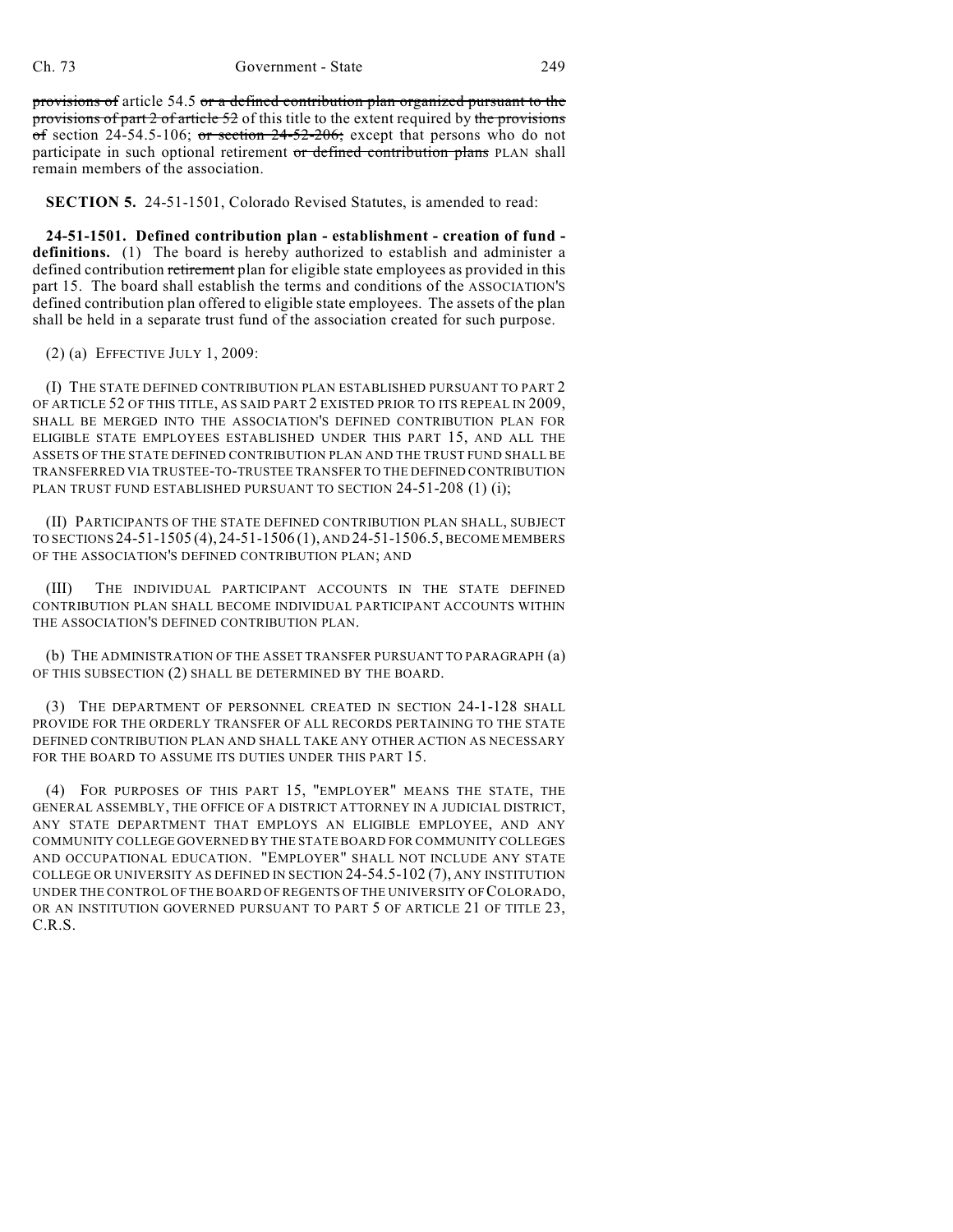provisions of article 54.5 or a defined contribution plan organized pursuant to the provisions of part 2 of article 52 of this title to the extent required by the provisions of section 24-54.5-106; or section 24-52-206; except that persons who do not participate in such optional retirement or defined contribution plans PLAN shall remain members of the association.

**SECTION 5.** 24-51-1501, Colorado Revised Statutes, is amended to read:

**24-51-1501. Defined contribution plan - establishment - creation of fund - definitions.** (1) The board is hereby authorized to establish and administer a defined contribution retirement plan for eligible state employees as provided in this part 15. The board shall establish the terms and conditions of the ASSOCIATION'S defined contribution plan offered to eligible state employees. The assets of the plan shall be held in a separate trust fund of the association created for such purpose.

(2) (a) EFFECTIVE JULY 1, 2009:

(I) THE STATE DEFINED CONTRIBUTION PLAN ESTABLISHED PURSUANT TO PART 2 OF ARTICLE 52 OF THIS TITLE, AS SAID PART 2 EXISTED PRIOR TO ITS REPEAL IN 2009, SHALL BE MERGED INTO THE ASSOCIATION'S DEFINED CONTRIBUTION PLAN FOR ELIGIBLE STATE EMPLOYEES ESTABLISHED UNDER THIS PART 15, AND ALL THE ASSETS OF THE STATE DEFINED CONTRIBUTION PLAN AND THE TRUST FUND SHALL BE TRANSFERRED VIA TRUSTEE-TO-TRUSTEE TRANSFER TO THE DEFINED CONTRIBUTION PLAN TRUST FUND ESTABLISHED PURSUANT TO SECTION 24-51-208 (1) (i);

(II) PARTICIPANTS OF THE STATE DEFINED CONTRIBUTION PLAN SHALL, SUBJECT TO SECTIONS 24-51-1505 (4), 24-51-1506 (1), AND 24-51-1506.5, BECOME MEMBERS OF THE ASSOCIATION'S DEFINED CONTRIBUTION PLAN; AND

(III) THE INDIVIDUAL PARTICIPANT ACCOUNTS IN THE STATE DEFINED CONTRIBUTION PLAN SHALL BECOME INDIVIDUAL PARTICIPANT ACCOUNTS WITHIN THE ASSOCIATION'S DEFINED CONTRIBUTION PLAN.

(b) THE ADMINISTRATION OF THE ASSET TRANSFER PURSUANT TO PARAGRAPH (a) OF THIS SUBSECTION (2) SHALL BE DETERMINED BY THE BOARD.

(3) THE DEPARTMENT OF PERSONNEL CREATED IN SECTION 24-1-128 SHALL PROVIDE FOR THE ORDERLY TRANSFER OF ALL RECORDS PERTAINING TO THE STATE DEFINED CONTRIBUTION PLAN AND SHALL TAKE ANY OTHER ACTION AS NECESSARY FOR THE BOARD TO ASSUME ITS DUTIES UNDER THIS PART 15.

(4) FOR PURPOSES OF THIS PART 15, "EMPLOYER" MEANS THE STATE, THE GENERAL ASSEMBLY, THE OFFICE OF A DISTRICT ATTORNEY IN A JUDICIAL DISTRICT, ANY STATE DEPARTMENT THAT EMPLOYS AN ELIGIBLE EMPLOYEE, AND ANY COMMUNITY COLLEGE GOVERNED BY THE STATE BOARD FOR COMMUNITY COLLEGES AND OCCUPATIONAL EDUCATION. "EMPLOYER" SHALL NOT INCLUDE ANY STATE COLLEGE OR UNIVERSITY AS DEFINED IN SECTION 24-54.5-102 (7), ANY INSTITUTION UNDER THE CONTROL OF THE BOARD OF REGENTS OF THE UNIVERSITY OF COLORADO, OR AN INSTITUTION GOVERNED PURSUANT TO PART 5 OF ARTICLE 21 OF TITLE 23, C.R.S.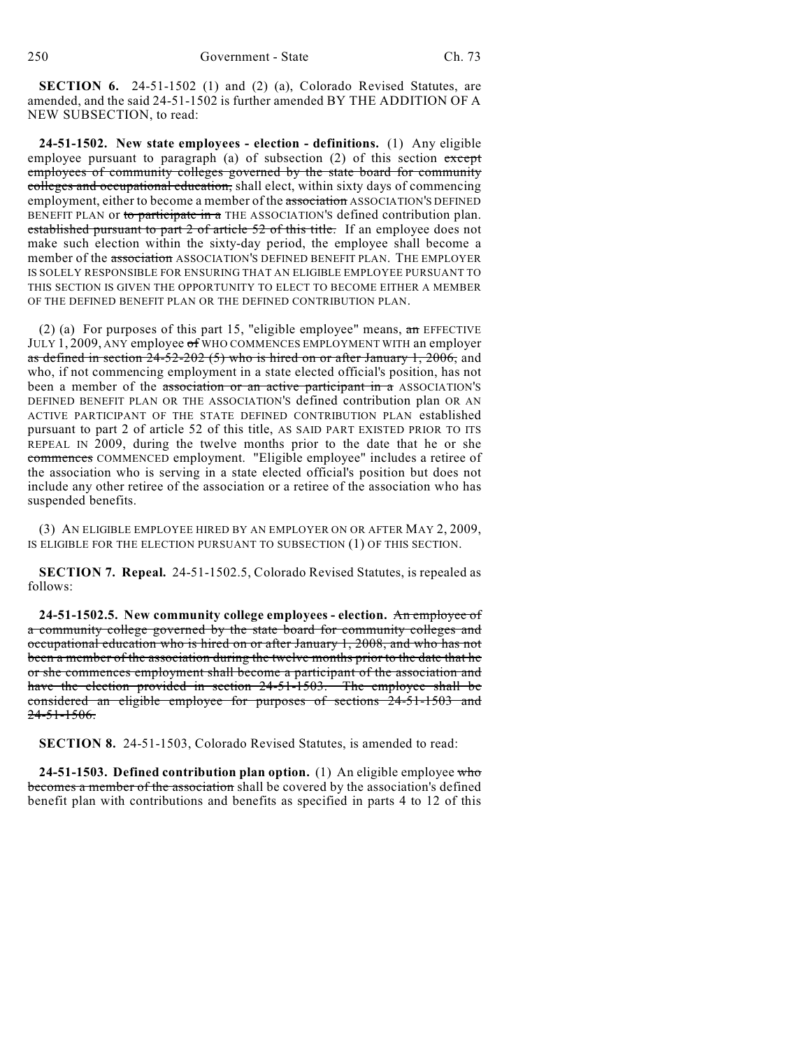**SECTION 6.** 24-51-1502 (1) and (2) (a), Colorado Revised Statutes, are amended, and the said 24-51-1502 is further amended BY THE ADDITION OF A NEW SUBSECTION, to read:

**24-51-1502. New state employees - election - definitions.** (1) Any eligible employee pursuant to paragraph (a) of subsection (2) of this section ~~except employees of community colleges governed by the state board for community colleges and occupational education,~~ shall elect, within sixty days of commencing employment, either to become a member of the ~~association~~ ASSOCIATION'S DEFINED BENEFIT PLAN or ~~to participate in a~~ THE ASSOCIATION'S defined contribution plan. ~~established pursuant to part 2 of article 52 of this title.~~ If an employee does not make such election within the sixty-day period, the employee shall become a member of the ~~association~~ ASSOCIATION'S DEFINED BENEFIT PLAN. THE EMPLOYER IS SOLELY RESPONSIBLE FOR ENSURING THAT AN ELIGIBLE EMPLOYEE PURSUANT TO THIS SECTION IS GIVEN THE OPPORTUNITY TO ELECT TO BECOME EITHER A MEMBER OF THE DEFINED BENEFIT PLAN OR THE DEFINED CONTRIBUTION PLAN.

(2) (a) For purposes of this part 15, "eligible employee" means, ~~an~~ EFFECTIVE JULY 1, 2009, ANY employee ~~of~~ WHO COMMENCES EMPLOYMENT WITH an employer ~~as defined in section 24-52-202 (5) who is hired on or after January 1, 2006,~~ and who, if not commencing employment in a state elected official's position, has not been a member of the ~~association or an active participant in a~~ ASSOCIATION'S DEFINED BENEFIT PLAN OR THE ASSOCIATION'S defined contribution plan OR AN ACTIVE PARTICIPANT OF THE STATE DEFINED CONTRIBUTION PLAN established pursuant to part 2 of article 52 of this title, AS SAID PART EXISTED PRIOR TO ITS REPEAL IN 2009, during the twelve months prior to the date that he or she ~~commences~~ COMMENCED employment. "Eligible employee" includes a retiree of the association who is serving in a state elected official's position but does not include any other retiree of the association or a retiree of the association who has suspended benefits.

(3) AN ELIGIBLE EMPLOYEE HIRED BY AN EMPLOYER ON OR AFTER MAY 2, 2009, IS ELIGIBLE FOR THE ELECTION PURSUANT TO SUBSECTION (1) OF THIS SECTION.

**SECTION 7. Repeal.** 24-51-1502.5, Colorado Revised Statutes, is repealed as follows:

**24-51-1502.5. New community college employees - election.** ~~An employee of a community college governed by the state board for community colleges and occupational education who is hired on or after January 1, 2008, and who has not been a member of the association during the twelve months prior to the date that he or she commences employment shall become a participant of the association and have the election provided in section 24-51-1503. The employee shall be considered an eligible employee for purposes of sections 24-51-1503 and 24-51-1506.~~

**SECTION 8.** 24-51-1503, Colorado Revised Statutes, is amended to read:

**24-51-1503. Defined contribution plan option.** (1) An eligible employee ~~who becomes a member of the association~~ shall be covered by the association's defined benefit plan with contributions and benefits as specified in parts 4 to 12 of this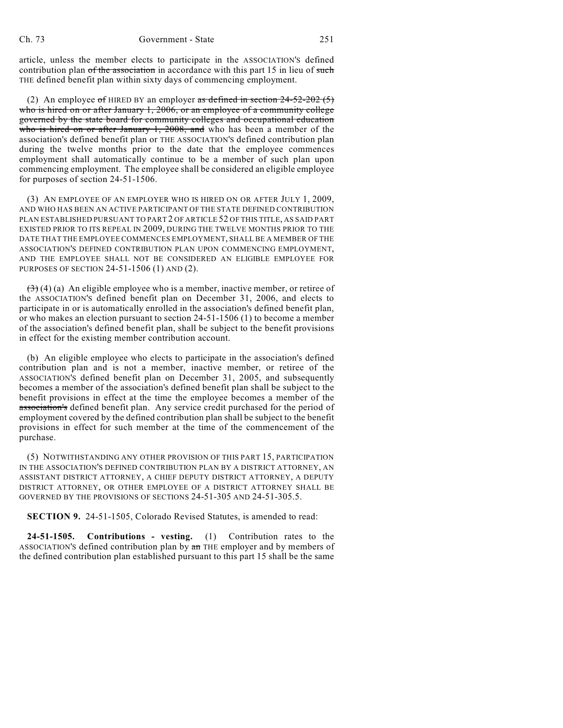article, unless the member elects to participate in the ASSOCIATION'S defined contribution plan ~~of the association~~ in accordance with this part 15 in lieu of ~~such~~ THE defined benefit plan within sixty days of commencing employment.

(2) An employee ~~of~~ HIRED BY an employer ~~as defined in section 24-52-202 (5) who is hired on or after January 1, 2006, or an employee of a community college governed by the state board for community colleges and occupational education who is hired on or after January 1, 2008, and~~ who has been a member of the association's defined benefit plan or THE ASSOCIATION'S defined contribution plan during the twelve months prior to the date that the employee commences employment shall automatically continue to be a member of such plan upon commencing employment. The employee shall be considered an eligible employee for purposes of section 24-51-1506.

(3) AN EMPLOYEE OF AN EMPLOYER WHO IS HIRED ON OR AFTER JULY 1, 2009, AND WHO HAS BEEN AN ACTIVE PARTICIPANT OF THE STATE DEFINED CONTRIBUTION PLAN ESTABLISHED PURSUANT TO PART 2 OF ARTICLE 52 OF THIS TITLE, AS SAID PART EXISTED PRIOR TO ITS REPEAL IN 2009, DURING THE TWELVE MONTHS PRIOR TO THE DATE THAT THE EMPLOYEE COMMENCES EMPLOYMENT, SHALL BE A MEMBER OF THE ASSOCIATION'S DEFINED CONTRIBUTION PLAN UPON COMMENCING EMPLOYMENT, AND THE EMPLOYEE SHALL NOT BE CONSIDERED AN ELIGIBLE EMPLOYEE FOR PURPOSES OF SECTION 24-51-1506 (1) AND (2).

~~(3)~~ (4) (a) An eligible employee who is a member, inactive member, or retiree of the ASSOCIATION'S defined benefit plan on December 31, 2006, and elects to participate in or is automatically enrolled in the association's defined benefit plan, or who makes an election pursuant to section 24-51-1506 (1) to become a member of the association's defined benefit plan, shall be subject to the benefit provisions in effect for the existing member contribution account.

(b) An eligible employee who elects to participate in the association's defined contribution plan and is not a member, inactive member, or retiree of the ASSOCIATION'S defined benefit plan on December 31, 2005, and subsequently becomes a member of the association's defined benefit plan shall be subject to the benefit provisions in effect at the time the employee becomes a member of the ~~association's~~ defined benefit plan. Any service credit purchased for the period of employment covered by the defined contribution plan shall be subject to the benefit provisions in effect for such member at the time of the commencement of the purchase.

(5) NOTWITHSTANDING ANY OTHER PROVISION OF THIS PART 15, PARTICIPATION IN THE ASSOCIATION'S DEFINED CONTRIBUTION PLAN BY A DISTRICT ATTORNEY, AN ASSISTANT DISTRICT ATTORNEY, A CHIEF DEPUTY DISTRICT ATTORNEY, A DEPUTY DISTRICT ATTORNEY, OR OTHER EMPLOYEE OF A DISTRICT ATTORNEY SHALL BE GOVERNED BY THE PROVISIONS OF SECTIONS 24-51-305 AND 24-51-305.5.

**SECTION 9.** 24-51-1505, Colorado Revised Statutes, is amended to read:

**24-51-1505. Contributions - vesting.** (1) Contribution rates to the ASSOCIATION'S defined contribution plan by ~~an~~ THE employer and by members of the defined contribution plan established pursuant to this part 15 shall be the same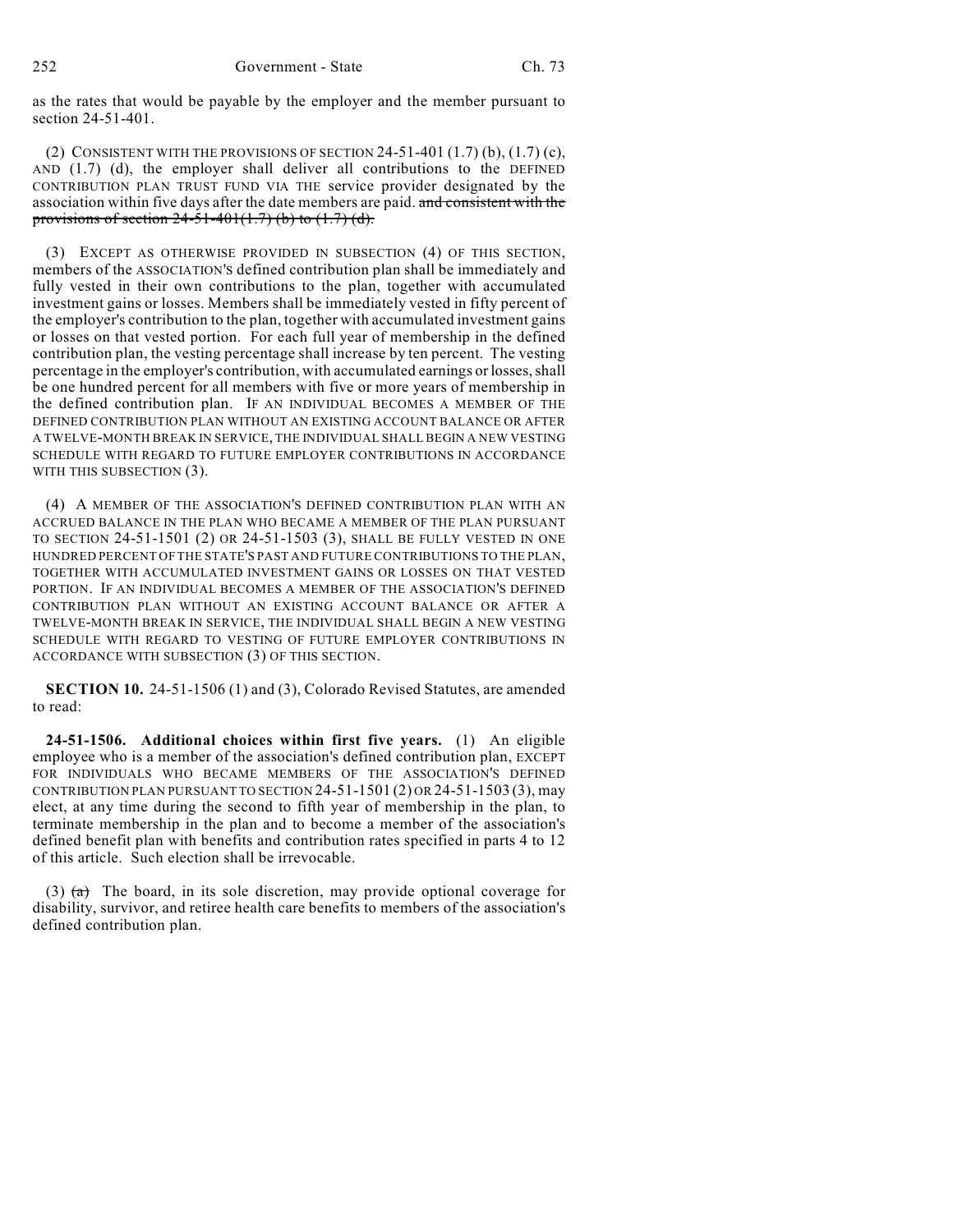as the rates that would be payable by the employer and the member pursuant to section 24-51-401.

(2) CONSISTENT WITH THE PROVISIONS OF SECTION 24-51-401 (1.7) (b), (1.7) (c), AND (1.7) (d), the employer shall deliver all contributions to the DEFINED CONTRIBUTION PLAN TRUST FUND VIA THE service provider designated by the association within five days after the date members are paid. ~~and consistent with the provisions of section 24-51-401(1.7) (b) to (1.7) (d).~~

(3) EXCEPT AS OTHERWISE PROVIDED IN SUBSECTION (4) OF THIS SECTION, members of the ASSOCIATION'S defined contribution plan shall be immediately and fully vested in their own contributions to the plan, together with accumulated investment gains or losses. Members shall be immediately vested in fifty percent of the employer's contribution to the plan, together with accumulated investment gains or losses on that vested portion. For each full year of membership in the defined contribution plan, the vesting percentage shall increase by ten percent. The vesting percentage in the employer's contribution, with accumulated earnings or losses, shall be one hundred percent for all members with five or more years of membership in the defined contribution plan. IF AN INDIVIDUAL BECOMES A MEMBER OF THE DEFINED CONTRIBUTION PLAN WITHOUT AN EXISTING ACCOUNT BALANCE OR AFTER A TWELVE-MONTH BREAK IN SERVICE, THE INDIVIDUAL SHALL BEGIN A NEW VESTING SCHEDULE WITH REGARD TO FUTURE EMPLOYER CONTRIBUTIONS IN ACCORDANCE WITH THIS SUBSECTION (3).

(4) A MEMBER OF THE ASSOCIATION'S DEFINED CONTRIBUTION PLAN WITH AN ACCRUED BALANCE IN THE PLAN WHO BECAME A MEMBER OF THE PLAN PURSUANT TO SECTION 24-51-1501 (2) OR 24-51-1503 (3), SHALL BE FULLY VESTED IN ONE HUNDRED PERCENT OF THE STATE'S PAST AND FUTURE CONTRIBUTIONS TO THE PLAN, TOGETHER WITH ACCUMULATED INVESTMENT GAINS OR LOSSES ON THAT VESTED PORTION. IF AN INDIVIDUAL BECOMES A MEMBER OF THE ASSOCIATION'S DEFINED CONTRIBUTION PLAN WITHOUT AN EXISTING ACCOUNT BALANCE OR AFTER A TWELVE-MONTH BREAK IN SERVICE, THE INDIVIDUAL SHALL BEGIN A NEW VESTING SCHEDULE WITH REGARD TO VESTING OF FUTURE EMPLOYER CONTRIBUTIONS IN ACCORDANCE WITH SUBSECTION (3) OF THIS SECTION.

**SECTION 10.** 24-51-1506 (1) and (3), Colorado Revised Statutes, are amended to read:

**24-51-1506. Additional choices within first five years.** (1) An eligible employee who is a member of the association's defined contribution plan, EXCEPT FOR INDIVIDUALS WHO BECAME MEMBERS OF THE ASSOCIATION'S DEFINED CONTRIBUTION PLAN PURSUANT TO SECTION 24-51-1501 (2) OR 24-51-1503 (3), may elect, at any time during the second to fifth year of membership in the plan, to terminate membership in the plan and to become a member of the association's defined benefit plan with benefits and contribution rates specified in parts 4 to 12 of this article. Such election shall be irrevocable.

(3) ~~(a)~~ The board, in its sole discretion, may provide optional coverage for disability, survivor, and retiree health care benefits to members of the association's defined contribution plan.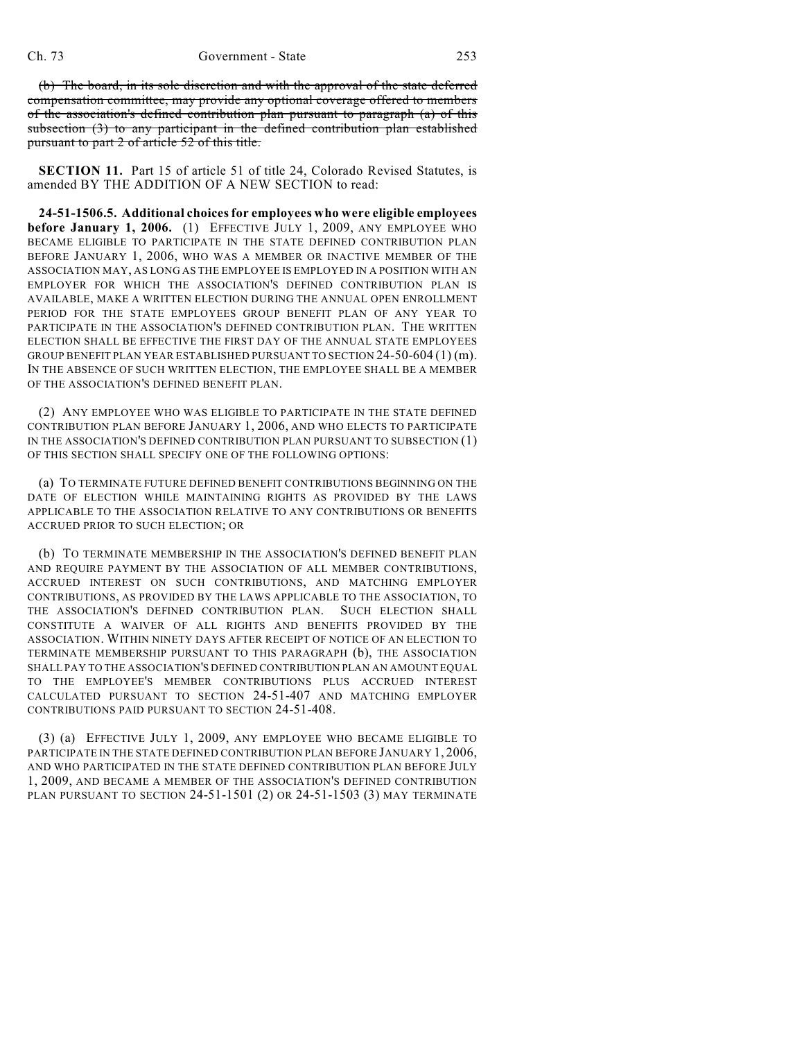~~(b) The board, in its sole discretion and with the approval of the state deferred compensation committee, may provide any optional coverage offered to members of the association's defined contribution plan pursuant to paragraph (a) of this subsection (3) to any participant in the defined contribution plan established pursuant to part 2 of article 52 of this title.~~

**SECTION 11.** Part 15 of article 51 of title 24, Colorado Revised Statutes, is amended BY THE ADDITION OF A NEW SECTION to read:

**24-51-1506.5. Additional choices for employees who were eligible employees before January 1, 2006.** (1) EFFECTIVE JULY 1, 2009, ANY EMPLOYEE WHO BECAME ELIGIBLE TO PARTICIPATE IN THE STATE DEFINED CONTRIBUTION PLAN BEFORE JANUARY 1, 2006, WHO WAS A MEMBER OR INACTIVE MEMBER OF THE ASSOCIATION MAY, AS LONG AS THE EMPLOYEE IS EMPLOYED IN A POSITION WITH AN EMPLOYER FOR WHICH THE ASSOCIATION'S DEFINED CONTRIBUTION PLAN IS AVAILABLE, MAKE A WRITTEN ELECTION DURING THE ANNUAL OPEN ENROLLMENT PERIOD FOR THE STATE EMPLOYEES GROUP BENEFIT PLAN OF ANY YEAR TO PARTICIPATE IN THE ASSOCIATION'S DEFINED CONTRIBUTION PLAN. THE WRITTEN ELECTION SHALL BE EFFECTIVE THE FIRST DAY OF THE ANNUAL STATE EMPLOYEES GROUP BENEFIT PLAN YEAR ESTABLISHED PURSUANT TO SECTION 24-50-604 (1) (m). IN THE ABSENCE OF SUCH WRITTEN ELECTION, THE EMPLOYEE SHALL BE A MEMBER OF THE ASSOCIATION'S DEFINED BENEFIT PLAN.

(2) ANY EMPLOYEE WHO WAS ELIGIBLE TO PARTICIPATE IN THE STATE DEFINED CONTRIBUTION PLAN BEFORE JANUARY 1, 2006, AND WHO ELECTS TO PARTICIPATE IN THE ASSOCIATION'S DEFINED CONTRIBUTION PLAN PURSUANT TO SUBSECTION (1) OF THIS SECTION SHALL SPECIFY ONE OF THE FOLLOWING OPTIONS:

(a) TO TERMINATE FUTURE DEFINED BENEFIT CONTRIBUTIONS BEGINNING ON THE DATE OF ELECTION WHILE MAINTAINING RIGHTS AS PROVIDED BY THE LAWS APPLICABLE TO THE ASSOCIATION RELATIVE TO ANY CONTRIBUTIONS OR BENEFITS ACCRUED PRIOR TO SUCH ELECTION; OR

(b) TO TERMINATE MEMBERSHIP IN THE ASSOCIATION'S DEFINED BENEFIT PLAN AND REQUIRE PAYMENT BY THE ASSOCIATION OF ALL MEMBER CONTRIBUTIONS, ACCRUED INTEREST ON SUCH CONTRIBUTIONS, AND MATCHING EMPLOYER CONTRIBUTIONS, AS PROVIDED BY THE LAWS APPLICABLE TO THE ASSOCIATION, TO THE ASSOCIATION'S DEFINED CONTRIBUTION PLAN. SUCH ELECTION SHALL CONSTITUTE A WAIVER OF ALL RIGHTS AND BENEFITS PROVIDED BY THE ASSOCIATION. WITHIN NINETY DAYS AFTER RECEIPT OF NOTICE OF AN ELECTION TO TERMINATE MEMBERSHIP PURSUANT TO THIS PARAGRAPH (b), THE ASSOCIATION SHALL PAY TO THE ASSOCIATION'S DEFINED CONTRIBUTION PLAN AN AMOUNT EQUAL TO THE EMPLOYEE'S MEMBER CONTRIBUTIONS PLUS ACCRUED INTEREST CALCULATED PURSUANT TO SECTION 24-51-407 AND MATCHING EMPLOYER CONTRIBUTIONS PAID PURSUANT TO SECTION 24-51-408.

(3) (a) EFFECTIVE JULY 1, 2009, ANY EMPLOYEE WHO BECAME ELIGIBLE TO PARTICIPATE IN THE STATE DEFINED CONTRIBUTION PLAN BEFORE JANUARY 1, 2006, AND WHO PARTICIPATED IN THE STATE DEFINED CONTRIBUTION PLAN BEFORE JULY 1, 2009, AND BECAME A MEMBER OF THE ASSOCIATION'S DEFINED CONTRIBUTION PLAN PURSUANT TO SECTION 24-51-1501 (2) OR 24-51-1503 (3) MAY TERMINATE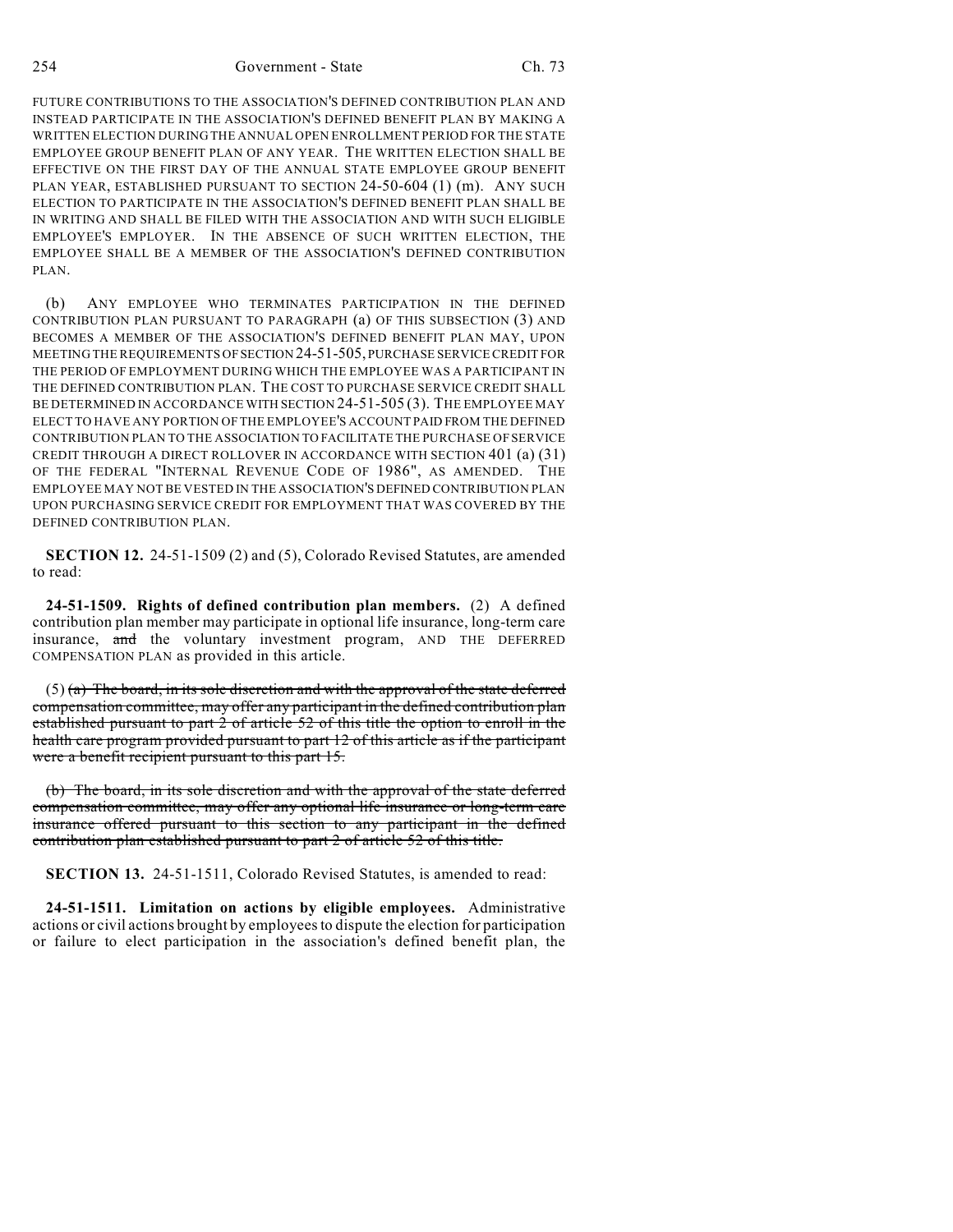FUTURE CONTRIBUTIONS TO THE ASSOCIATION'S DEFINED CONTRIBUTION PLAN AND INSTEAD PARTICIPATE IN THE ASSOCIATION'S DEFINED BENEFIT PLAN BY MAKING A WRITTEN ELECTION DURING THE ANNUAL OPEN ENROLLMENT PERIOD FOR THE STATE EMPLOYEE GROUP BENEFIT PLAN OF ANY YEAR. THE WRITTEN ELECTION SHALL BE EFFECTIVE ON THE FIRST DAY OF THE ANNUAL STATE EMPLOYEE GROUP BENEFIT PLAN YEAR, ESTABLISHED PURSUANT TO SECTION 24-50-604 (1) (m). ANY SUCH ELECTION TO PARTICIPATE IN THE ASSOCIATION'S DEFINED BENEFIT PLAN SHALL BE IN WRITING AND SHALL BE FILED WITH THE ASSOCIATION AND WITH SUCH ELIGIBLE EMPLOYEE'S EMPLOYER. IN THE ABSENCE OF SUCH WRITTEN ELECTION, THE EMPLOYEE SHALL BE A MEMBER OF THE ASSOCIATION'S DEFINED CONTRIBUTION PLAN.

(b) ANY EMPLOYEE WHO TERMINATES PARTICIPATION IN THE DEFINED CONTRIBUTION PLAN PURSUANT TO PARAGRAPH (a) OF THIS SUBSECTION (3) AND BECOMES A MEMBER OF THE ASSOCIATION'S DEFINED BENEFIT PLAN MAY, UPON MEETING THE REQUIREMENTS OF SECTION 24-51-505, PURCHASE SERVICE CREDIT FOR THE PERIOD OF EMPLOYMENT DURING WHICH THE EMPLOYEE WAS A PARTICIPANT IN THE DEFINED CONTRIBUTION PLAN. THE COST TO PURCHASE SERVICE CREDIT SHALL BE DETERMINED IN ACCORDANCE WITH SECTION 24-51-505 (3). THE EMPLOYEE MAY ELECT TO HAVE ANY PORTION OF THE EMPLOYEE'S ACCOUNT PAID FROM THE DEFINED CONTRIBUTION PLAN TO THE ASSOCIATION TO FACILITATE THE PURCHASE OF SERVICE CREDIT THROUGH A DIRECT ROLLOVER IN ACCORDANCE WITH SECTION 401 (a) (31) OF THE FEDERAL "INTERNAL REVENUE CODE OF 1986", AS AMENDED. THE EMPLOYEE MAY NOT BE VESTED IN THE ASSOCIATION'S DEFINED CONTRIBUTION PLAN UPON PURCHASING SERVICE CREDIT FOR EMPLOYMENT THAT WAS COVERED BY THE DEFINED CONTRIBUTION PLAN.

**SECTION 12.** 24-51-1509 (2) and (5), Colorado Revised Statutes, are amended to read:

**24-51-1509. Rights of defined contribution plan members.** (2) A defined contribution plan member may participate in optional life insurance, long-term care insurance, ~~and~~ the voluntary investment program, AND THE DEFERRED COMPENSATION PLAN as provided in this article.

(5) ~~(a) The board, in its sole discretion and with the approval of the state deferred compensation committee, may offer any participant in the defined contribution plan established pursuant to part 2 of article 52 of this title the option to enroll in the health care program provided pursuant to part 12 of this article as if the participant were a benefit recipient pursuant to this part 15.~~

~~(b) The board, in its sole discretion and with the approval of the state deferred compensation committee, may offer any optional life insurance or long-term care insurance offered pursuant to this section to any participant in the defined contribution plan established pursuant to part 2 of article 52 of this title.~~

**SECTION 13.** 24-51-1511, Colorado Revised Statutes, is amended to read:

**24-51-1511. Limitation on actions by eligible employees.** Administrative actions or civil actions brought by employees to dispute the election for participation or failure to elect participation in the association's defined benefit plan, the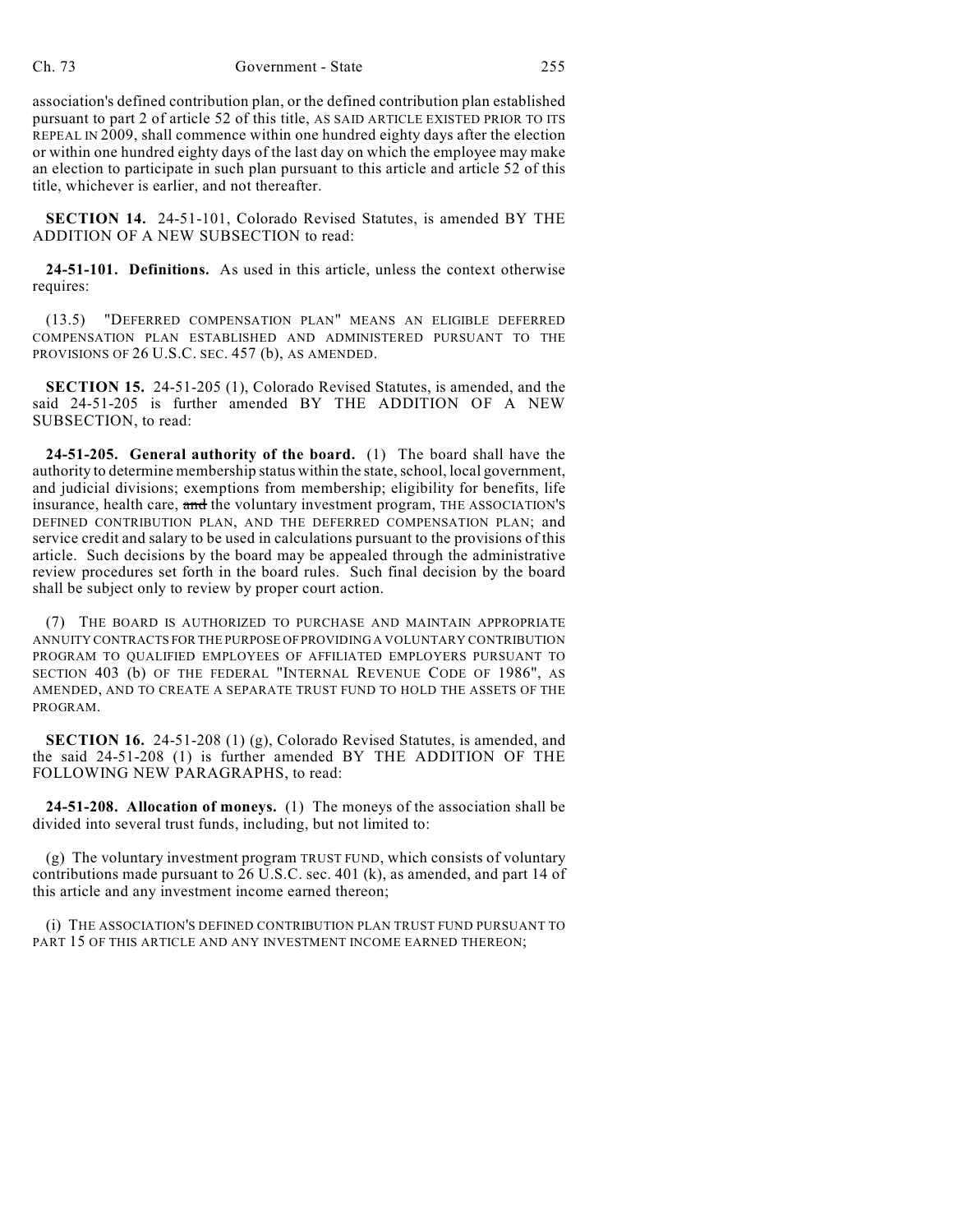association's defined contribution plan, or the defined contribution plan established pursuant to part 2 of article 52 of this title, AS SAID ARTICLE EXISTED PRIOR TO ITS REPEAL IN 2009, shall commence within one hundred eighty days after the election or within one hundred eighty days of the last day on which the employee may make an election to participate in such plan pursuant to this article and article 52 of this title, whichever is earlier, and not thereafter.

**SECTION 14.** 24-51-101, Colorado Revised Statutes, is amended BY THE ADDITION OF A NEW SUBSECTION to read:

**24-51-101. Definitions.** As used in this article, unless the context otherwise requires:

(13.5) "DEFERRED COMPENSATION PLAN" MEANS AN ELIGIBLE DEFERRED COMPENSATION PLAN ESTABLISHED AND ADMINISTERED PURSUANT TO THE PROVISIONS OF 26 U.S.C. SEC. 457 (b), AS AMENDED.

**SECTION 15.** 24-51-205 (1), Colorado Revised Statutes, is amended, and the said 24-51-205 is further amended BY THE ADDITION OF A NEW SUBSECTION, to read:

**24-51-205. General authority of the board.** (1) The board shall have the authority to determine membership status within the state, school, local government, and judicial divisions; exemptions from membership; eligibility for benefits, life insurance, health care, ~~and~~ the voluntary investment program, THE ASSOCIATION'S DEFINED CONTRIBUTION PLAN, AND THE DEFERRED COMPENSATION PLAN; and service credit and salary to be used in calculations pursuant to the provisions of this article. Such decisions by the board may be appealed through the administrative review procedures set forth in the board rules. Such final decision by the board shall be subject only to review by proper court action.

(7) THE BOARD IS AUTHORIZED TO PURCHASE AND MAINTAIN APPROPRIATE ANNUITY CONTRACTS FOR THE PURPOSE OF PROVIDING A VOLUNTARY CONTRIBUTION PROGRAM TO QUALIFIED EMPLOYEES OF AFFILIATED EMPLOYERS PURSUANT TO SECTION 403 (b) OF THE FEDERAL "INTERNAL REVENUE CODE OF 1986", AS AMENDED, AND TO CREATE A SEPARATE TRUST FUND TO HOLD THE ASSETS OF THE PROGRAM.

**SECTION 16.** 24-51-208 (1) (g), Colorado Revised Statutes, is amended, and the said 24-51-208 (1) is further amended BY THE ADDITION OF THE FOLLOWING NEW PARAGRAPHS, to read:

**24-51-208. Allocation of moneys.** (1) The moneys of the association shall be divided into several trust funds, including, but not limited to:

(g) The voluntary investment program TRUST FUND, which consists of voluntary contributions made pursuant to 26 U.S.C. sec. 401 (k), as amended, and part 14 of this article and any investment income earned thereon;

(i) THE ASSOCIATION'S DEFINED CONTRIBUTION PLAN TRUST FUND PURSUANT TO PART 15 OF THIS ARTICLE AND ANY INVESTMENT INCOME EARNED THEREON;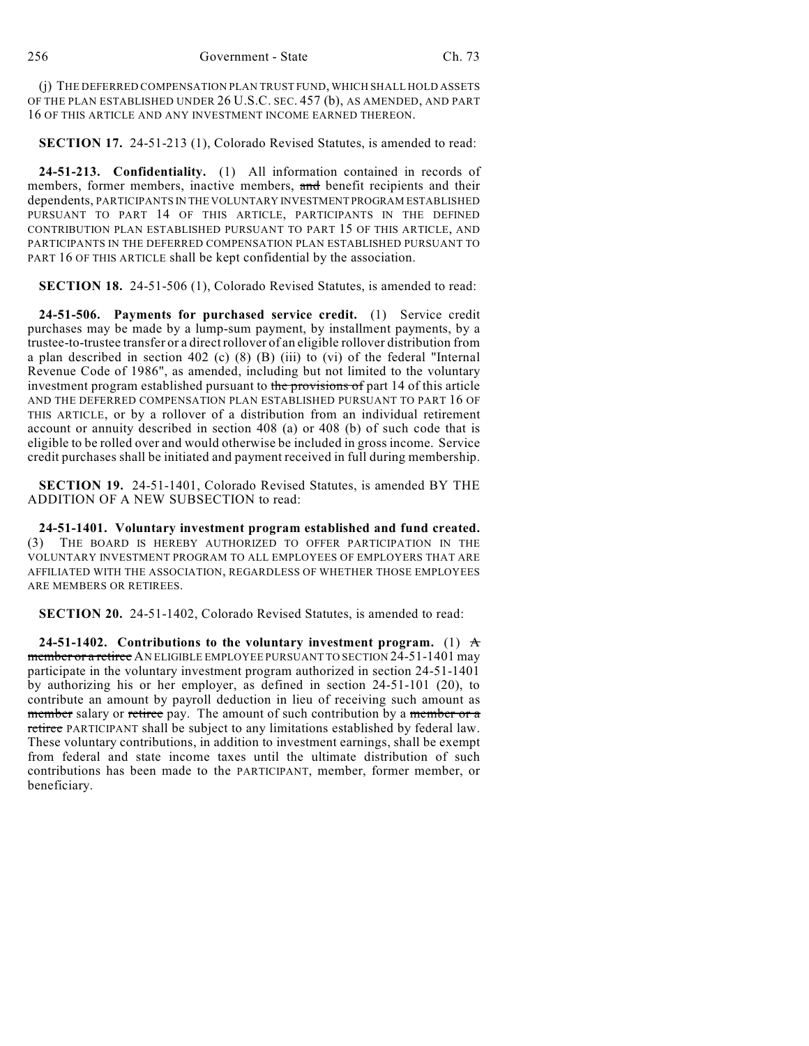(j) THE DEFERRED COMPENSATION PLAN TRUST FUND, WHICH SHALL HOLD ASSETS OF THE PLAN ESTABLISHED UNDER 26 U.S.C. SEC. 457 (b), AS AMENDED, AND PART 16 OF THIS ARTICLE AND ANY INVESTMENT INCOME EARNED THEREON.

**SECTION 17.** 24-51-213 (1), Colorado Revised Statutes, is amended to read:

**24-51-213. Confidentiality.** (1) All information contained in records of members, former members, inactive members, ~~and~~ benefit recipients and their dependents, PARTICIPANTS IN THE VOLUNTARY INVESTMENT PROGRAM ESTABLISHED PURSUANT TO PART 14 OF THIS ARTICLE, PARTICIPANTS IN THE DEFINED CONTRIBUTION PLAN ESTABLISHED PURSUANT TO PART 15 OF THIS ARTICLE, AND PARTICIPANTS IN THE DEFERRED COMPENSATION PLAN ESTABLISHED PURSUANT TO PART 16 OF THIS ARTICLE shall be kept confidential by the association.

**SECTION 18.** 24-51-506 (1), Colorado Revised Statutes, is amended to read:

**24-51-506. Payments for purchased service credit.** (1) Service credit purchases may be made by a lump-sum payment, by installment payments, by a trustee-to-trustee transfer or a direct rollover of an eligible rollover distribution from a plan described in section 402 (c) (8) (B) (iii) to (vi) of the federal "Internal Revenue Code of 1986", as amended, including but not limited to the voluntary investment program established pursuant to ~~the provisions of~~ part 14 of this article AND THE DEFERRED COMPENSATION PLAN ESTABLISHED PURSUANT TO PART 16 OF THIS ARTICLE, or by a rollover of a distribution from an individual retirement account or annuity described in section 408 (a) or 408 (b) of such code that is eligible to be rolled over and would otherwise be included in gross income. Service credit purchases shall be initiated and payment received in full during membership.

**SECTION 19.** 24-51-1401, Colorado Revised Statutes, is amended BY THE ADDITION OF A NEW SUBSECTION to read:

**24-51-1401. Voluntary investment program established and fund created.** (3) THE BOARD IS HEREBY AUTHORIZED TO OFFER PARTICIPATION IN THE VOLUNTARY INVESTMENT PROGRAM TO ALL EMPLOYEES OF EMPLOYERS THAT ARE AFFILIATED WITH THE ASSOCIATION, REGARDLESS OF WHETHER THOSE EMPLOYEES ARE MEMBERS OR RETIREES.

**SECTION 20.** 24-51-1402, Colorado Revised Statutes, is amended to read:

**24-51-1402. Contributions to the voluntary investment program.** (1) ~~A member or a retiree~~ AN ELIGIBLE EMPLOYEE PURSUANT TO SECTION 24-51-1401 may participate in the voluntary investment program authorized in section 24-51-1401 by authorizing his or her employer, as defined in section 24-51-101 (20), to contribute an amount by payroll deduction in lieu of receiving such amount as ~~member~~ salary or ~~retiree~~ pay. The amount of such contribution by a ~~member or a retiree~~ PARTICIPANT shall be subject to any limitations established by federal law. These voluntary contributions, in addition to investment earnings, shall be exempt from federal and state income taxes until the ultimate distribution of such contributions has been made to the PARTICIPANT, member, former member, or beneficiary.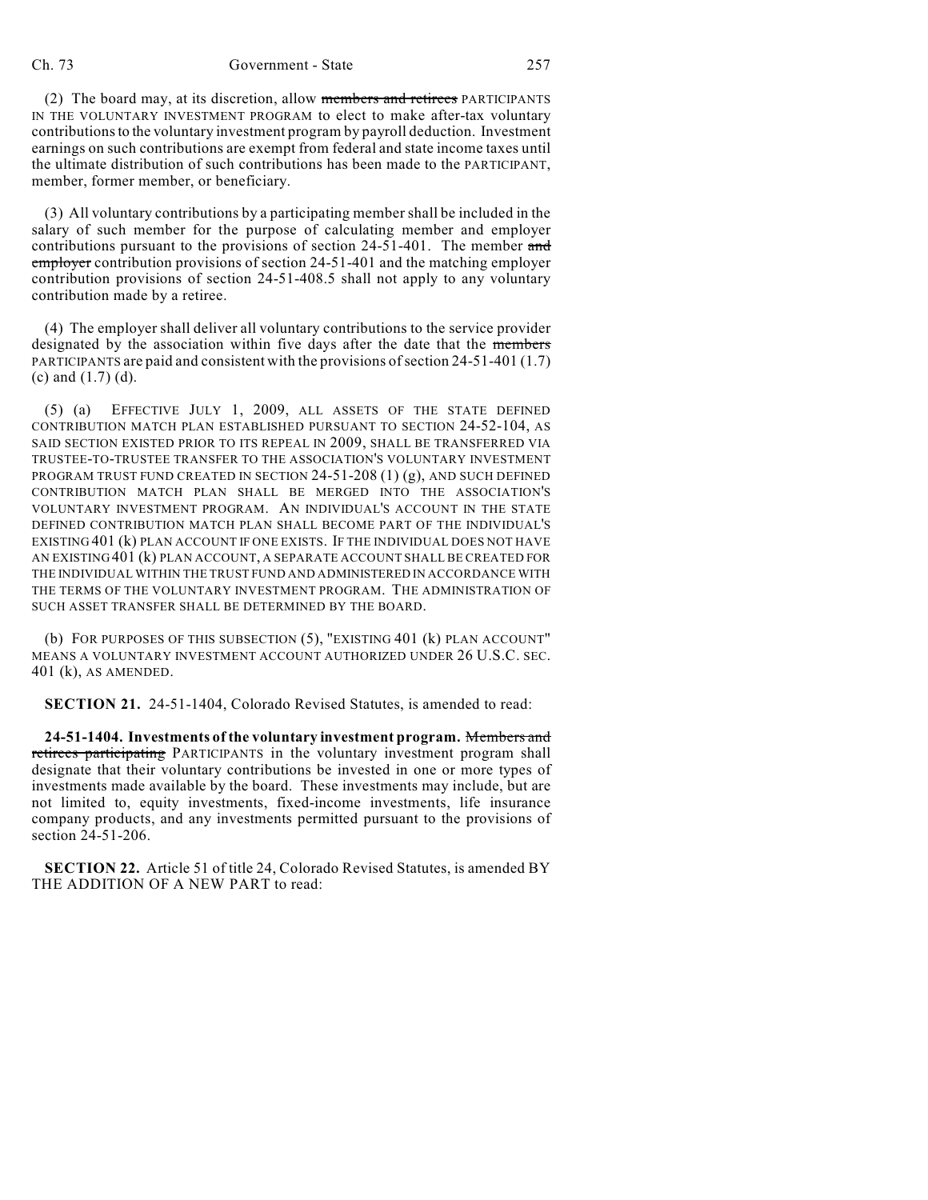(2) The board may, at its discretion, allow ~~members and retirees~~ PARTICIPANTS IN THE VOLUNTARY INVESTMENT PROGRAM to elect to make after-tax voluntary contributions to the voluntary investment program by payroll deduction. Investment earnings on such contributions are exempt from federal and state income taxes until the ultimate distribution of such contributions has been made to the PARTICIPANT, member, former member, or beneficiary.

(3) All voluntary contributions by a participating member shall be included in the salary of such member for the purpose of calculating member and employer contributions pursuant to the provisions of section 24-51-401. The member ~~and employer~~ contribution provisions of section 24-51-401 and the matching employer contribution provisions of section 24-51-408.5 shall not apply to any voluntary contribution made by a retiree.

(4) The employer shall deliver all voluntary contributions to the service provider designated by the association within five days after the date that the ~~members~~ PARTICIPANTS are paid and consistent with the provisions of section 24-51-401 (1.7) (c) and (1.7) (d).

(5) (a) EFFECTIVE JULY 1, 2009, ALL ASSETS OF THE STATE DEFINED CONTRIBUTION MATCH PLAN ESTABLISHED PURSUANT TO SECTION 24-52-104, AS SAID SECTION EXISTED PRIOR TO ITS REPEAL IN 2009, SHALL BE TRANSFERRED VIA TRUSTEE-TO-TRUSTEE TRANSFER TO THE ASSOCIATION'S VOLUNTARY INVESTMENT PROGRAM TRUST FUND CREATED IN SECTION 24-51-208 (1) (g), AND SUCH DEFINED CONTRIBUTION MATCH PLAN SHALL BE MERGED INTO THE ASSOCIATION'S VOLUNTARY INVESTMENT PROGRAM. AN INDIVIDUAL'S ACCOUNT IN THE STATE DEFINED CONTRIBUTION MATCH PLAN SHALL BECOME PART OF THE INDIVIDUAL'S EXISTING 401 (k) PLAN ACCOUNT IF ONE EXISTS. IF THE INDIVIDUAL DOES NOT HAVE AN EXISTING 401 (k) PLAN ACCOUNT, A SEPARATE ACCOUNT SHALL BE CREATED FOR THE INDIVIDUAL WITHIN THE TRUST FUND AND ADMINISTERED IN ACCORDANCE WITH THE TERMS OF THE VOLUNTARY INVESTMENT PROGRAM. THE ADMINISTRATION OF SUCH ASSET TRANSFER SHALL BE DETERMINED BY THE BOARD.

(b) FOR PURPOSES OF THIS SUBSECTION (5), "EXISTING 401 (k) PLAN ACCOUNT" MEANS A VOLUNTARY INVESTMENT ACCOUNT AUTHORIZED UNDER 26 U.S.C. SEC. 401 (k), AS AMENDED.

**SECTION 21.** 24-51-1404, Colorado Revised Statutes, is amended to read:

**24-51-1404. Investments of the voluntary investment program.** ~~Members and retirees participating~~ PARTICIPANTS in the voluntary investment program shall designate that their voluntary contributions be invested in one or more types of investments made available by the board. These investments may include, but are not limited to, equity investments, fixed-income investments, life insurance company products, and any investments permitted pursuant to the provisions of section 24-51-206.

**SECTION 22.** Article 51 of title 24, Colorado Revised Statutes, is amended BY THE ADDITION OF A NEW PART to read: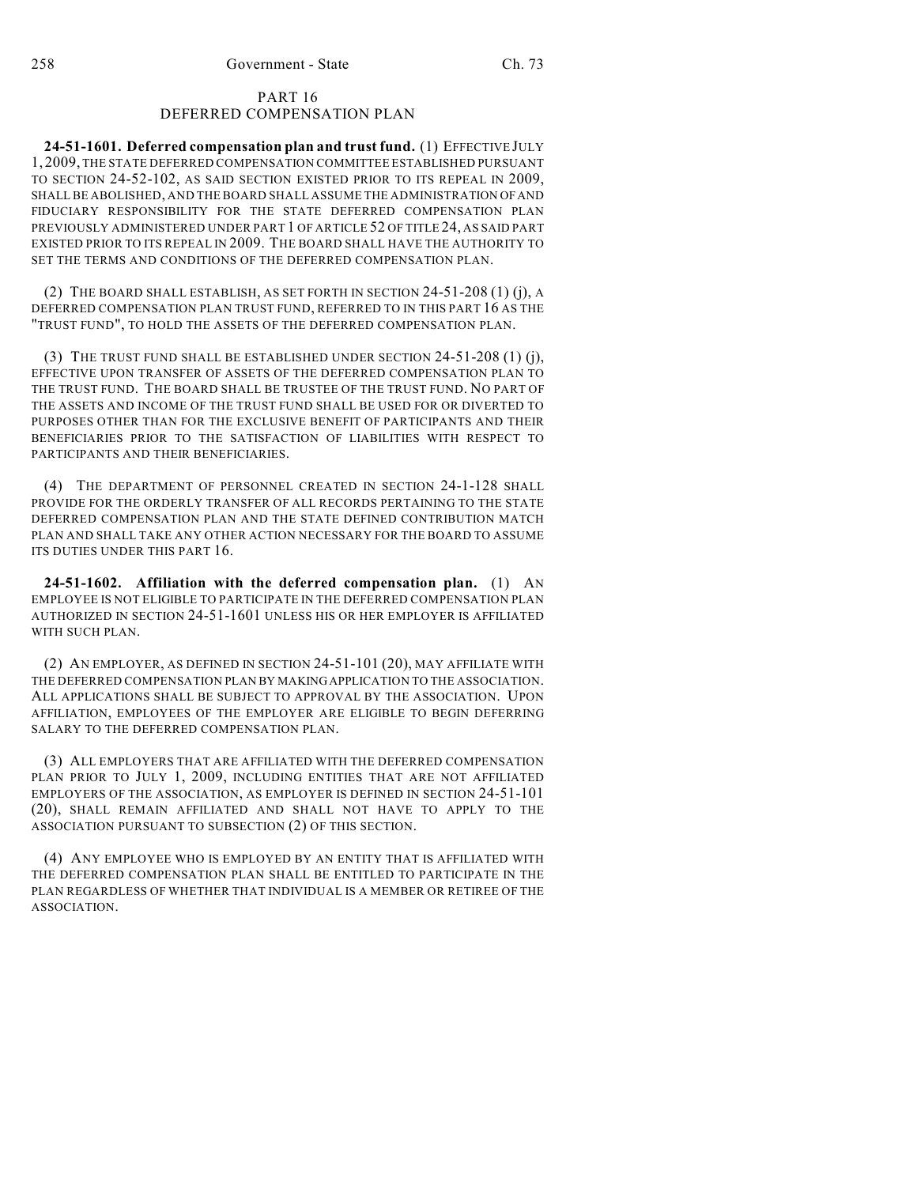## PART 16
## DEFERRED COMPENSATION PLAN

**24-51-1601. Deferred compensation plan and trust fund.** (1) EFFECTIVE JULY 1, 2009, THE STATE DEFERRED COMPENSATION COMMITTEE ESTABLISHED PURSUANT TO SECTION 24-52-102, AS SAID SECTION EXISTED PRIOR TO ITS REPEAL IN 2009, SHALL BE ABOLISHED, AND THE BOARD SHALL ASSUME THE ADMINISTRATION OF AND FIDUCIARY RESPONSIBILITY FOR THE STATE DEFERRED COMPENSATION PLAN PREVIOUSLY ADMINISTERED UNDER PART 1 OF ARTICLE 52 OF TITLE 24, AS SAID PART EXISTED PRIOR TO ITS REPEAL IN 2009. THE BOARD SHALL HAVE THE AUTHORITY TO SET THE TERMS AND CONDITIONS OF THE DEFERRED COMPENSATION PLAN.

(2) THE BOARD SHALL ESTABLISH, AS SET FORTH IN SECTION 24-51-208 (1) (j), A DEFERRED COMPENSATION PLAN TRUST FUND, REFERRED TO IN THIS PART 16 AS THE "TRUST FUND", TO HOLD THE ASSETS OF THE DEFERRED COMPENSATION PLAN.

(3) THE TRUST FUND SHALL BE ESTABLISHED UNDER SECTION 24-51-208 (1) (j), EFFECTIVE UPON TRANSFER OF ASSETS OF THE DEFERRED COMPENSATION PLAN TO THE TRUST FUND. THE BOARD SHALL BE TRUSTEE OF THE TRUST FUND. NO PART OF THE ASSETS AND INCOME OF THE TRUST FUND SHALL BE USED FOR OR DIVERTED TO PURPOSES OTHER THAN FOR THE EXCLUSIVE BENEFIT OF PARTICIPANTS AND THEIR BENEFICIARIES PRIOR TO THE SATISFACTION OF LIABILITIES WITH RESPECT TO PARTICIPANTS AND THEIR BENEFICIARIES.

(4) THE DEPARTMENT OF PERSONNEL CREATED IN SECTION 24-1-128 SHALL PROVIDE FOR THE ORDERLY TRANSFER OF ALL RECORDS PERTAINING TO THE STATE DEFERRED COMPENSATION PLAN AND THE STATE DEFINED CONTRIBUTION MATCH PLAN AND SHALL TAKE ANY OTHER ACTION NECESSARY FOR THE BOARD TO ASSUME ITS DUTIES UNDER THIS PART 16.

**24-51-1602. Affiliation with the deferred compensation plan.** (1) AN EMPLOYEE IS NOT ELIGIBLE TO PARTICIPATE IN THE DEFERRED COMPENSATION PLAN AUTHORIZED IN SECTION 24-51-1601 UNLESS HIS OR HER EMPLOYER IS AFFILIATED WITH SUCH PLAN.

(2) AN EMPLOYER, AS DEFINED IN SECTION 24-51-101 (20), MAY AFFILIATE WITH THE DEFERRED COMPENSATION PLAN BY MAKING APPLICATION TO THE ASSOCIATION. ALL APPLICATIONS SHALL BE SUBJECT TO APPROVAL BY THE ASSOCIATION. UPON AFFILIATION, EMPLOYEES OF THE EMPLOYER ARE ELIGIBLE TO BEGIN DEFERRING SALARY TO THE DEFERRED COMPENSATION PLAN.

(3) ALL EMPLOYERS THAT ARE AFFILIATED WITH THE DEFERRED COMPENSATION PLAN PRIOR TO JULY 1, 2009, INCLUDING ENTITIES THAT ARE NOT AFFILIATED EMPLOYERS OF THE ASSOCIATION, AS EMPLOYER IS DEFINED IN SECTION 24-51-101 (20), SHALL REMAIN AFFILIATED AND SHALL NOT HAVE TO APPLY TO THE ASSOCIATION PURSUANT TO SUBSECTION (2) OF THIS SECTION.

(4) ANY EMPLOYEE WHO IS EMPLOYED BY AN ENTITY THAT IS AFFILIATED WITH THE DEFERRED COMPENSATION PLAN SHALL BE ENTITLED TO PARTICIPATE IN THE PLAN REGARDLESS OF WHETHER THAT INDIVIDUAL IS A MEMBER OR RETIREE OF THE ASSOCIATION.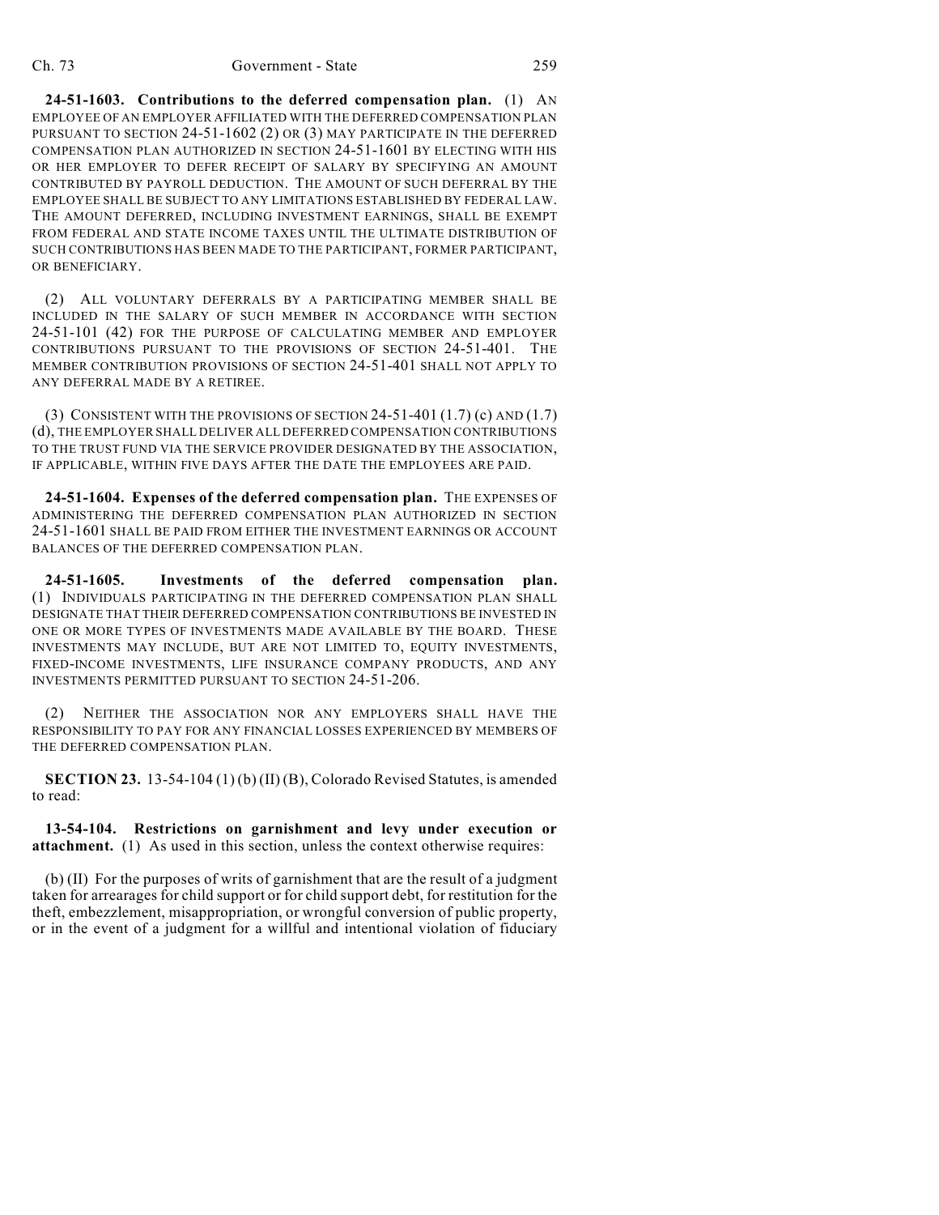**24-51-1603. Contributions to the deferred compensation plan.** (1) AN EMPLOYEE OF AN EMPLOYER AFFILIATED WITH THE DEFERRED COMPENSATION PLAN PURSUANT TO SECTION 24-51-1602 (2) OR (3) MAY PARTICIPATE IN THE DEFERRED COMPENSATION PLAN AUTHORIZED IN SECTION 24-51-1601 BY ELECTING WITH HIS OR HER EMPLOYER TO DEFER RECEIPT OF SALARY BY SPECIFYING AN AMOUNT CONTRIBUTED BY PAYROLL DEDUCTION. THE AMOUNT OF SUCH DEFERRAL BY THE EMPLOYEE SHALL BE SUBJECT TO ANY LIMITATIONS ESTABLISHED BY FEDERAL LAW. THE AMOUNT DEFERRED, INCLUDING INVESTMENT EARNINGS, SHALL BE EXEMPT FROM FEDERAL AND STATE INCOME TAXES UNTIL THE ULTIMATE DISTRIBUTION OF SUCH CONTRIBUTIONS HAS BEEN MADE TO THE PARTICIPANT, FORMER PARTICIPANT, OR BENEFICIARY.

(2) ALL VOLUNTARY DEFERRALS BY A PARTICIPATING MEMBER SHALL BE INCLUDED IN THE SALARY OF SUCH MEMBER IN ACCORDANCE WITH SECTION 24-51-101 (42) FOR THE PURPOSE OF CALCULATING MEMBER AND EMPLOYER CONTRIBUTIONS PURSUANT TO THE PROVISIONS OF SECTION 24-51-401. THE MEMBER CONTRIBUTION PROVISIONS OF SECTION 24-51-401 SHALL NOT APPLY TO ANY DEFERRAL MADE BY A RETIREE.

(3) CONSISTENT WITH THE PROVISIONS OF SECTION 24-51-401 (1.7) (c) AND (1.7) (d), THE EMPLOYER SHALL DELIVER ALL DEFERRED COMPENSATION CONTRIBUTIONS TO THE TRUST FUND VIA THE SERVICE PROVIDER DESIGNATED BY THE ASSOCIATION, IF APPLICABLE, WITHIN FIVE DAYS AFTER THE DATE THE EMPLOYEES ARE PAID.

**24-51-1604. Expenses of the deferred compensation plan.** THE EXPENSES OF ADMINISTERING THE DEFERRED COMPENSATION PLAN AUTHORIZED IN SECTION 24-51-1601 SHALL BE PAID FROM EITHER THE INVESTMENT EARNINGS OR ACCOUNT BALANCES OF THE DEFERRED COMPENSATION PLAN.

**24-51-1605. Investments of the deferred compensation plan.** (1) INDIVIDUALS PARTICIPATING IN THE DEFERRED COMPENSATION PLAN SHALL DESIGNATE THAT THEIR DEFERRED COMPENSATION CONTRIBUTIONS BE INVESTED IN ONE OR MORE TYPES OF INVESTMENTS MADE AVAILABLE BY THE BOARD. THESE INVESTMENTS MAY INCLUDE, BUT ARE NOT LIMITED TO, EQUITY INVESTMENTS, FIXED-INCOME INVESTMENTS, LIFE INSURANCE COMPANY PRODUCTS, AND ANY INVESTMENTS PERMITTED PURSUANT TO SECTION 24-51-206.

(2) NEITHER THE ASSOCIATION NOR ANY EMPLOYERS SHALL HAVE THE RESPONSIBILITY TO PAY FOR ANY FINANCIAL LOSSES EXPERIENCED BY MEMBERS OF THE DEFERRED COMPENSATION PLAN.

**SECTION 23.** 13-54-104 (1) (b) (II) (B), Colorado Revised Statutes, is amended to read:

**13-54-104. Restrictions on garnishment and levy under execution or attachment.** (1) As used in this section, unless the context otherwise requires:

(b) (II) For the purposes of writs of garnishment that are the result of a judgment taken for arrearages for child support or for child support debt, for restitution for the theft, embezzlement, misappropriation, or wrongful conversion of public property, or in the event of a judgment for a willful and intentional violation of fiduciary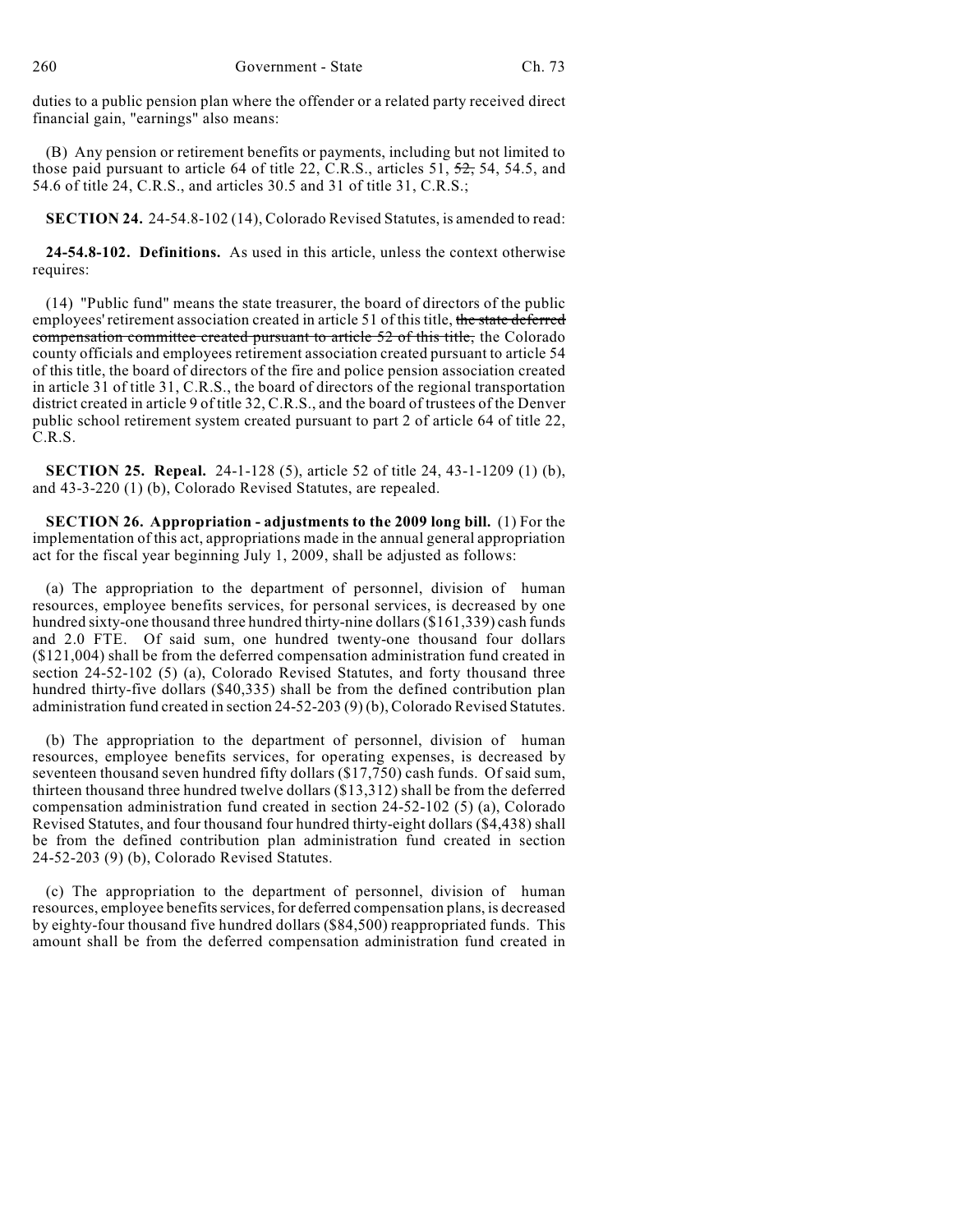duties to a public pension plan where the offender or a related party received direct financial gain, "earnings" also means:

(B) Any pension or retirement benefits or payments, including but not limited to those paid pursuant to article 64 of title 22, C.R.S., articles 51, ~~52,~~ 54, 54.5, and 54.6 of title 24, C.R.S., and articles 30.5 and 31 of title 31, C.R.S.;

**SECTION 24.** 24-54.8-102 (14), Colorado Revised Statutes, is amended to read:

**24-54.8-102. Definitions.** As used in this article, unless the context otherwise requires:

(14) "Public fund" means the state treasurer, the board of directors of the public employees' retirement association created in article 51 of this title, ~~the state deferred compensation committee created pursuant to article 52 of this title,~~ the Colorado county officials and employees retirement association created pursuant to article 54 of this title, the board of directors of the fire and police pension association created in article 31 of title 31, C.R.S., the board of directors of the regional transportation district created in article 9 of title 32, C.R.S., and the board of trustees of the Denver public school retirement system created pursuant to part 2 of article 64 of title 22, C.R.S.

**SECTION 25. Repeal.** 24-1-128 (5), article 52 of title 24, 43-1-1209 (1) (b), and 43-3-220 (1) (b), Colorado Revised Statutes, are repealed.

**SECTION 26. Appropriation - adjustments to the 2009 long bill.** (1) For the implementation of this act, appropriations made in the annual general appropriation act for the fiscal year beginning July 1, 2009, shall be adjusted as follows:

(a) The appropriation to the department of personnel, division of human resources, employee benefits services, for personal services, is decreased by one hundred sixty-one thousand three hundred thirty-nine dollars ($161,339) cash funds and 2.0 FTE. Of said sum, one hundred twenty-one thousand four dollars ($121,004) shall be from the deferred compensation administration fund created in section 24-52-102 (5) (a), Colorado Revised Statutes, and forty thousand three hundred thirty-five dollars ($40,335) shall be from the defined contribution plan administration fund created in section 24-52-203 (9) (b), Colorado Revised Statutes.

(b) The appropriation to the department of personnel, division of human resources, employee benefits services, for operating expenses, is decreased by seventeen thousand seven hundred fifty dollars ($17,750) cash funds. Of said sum, thirteen thousand three hundred twelve dollars ($13,312) shall be from the deferred compensation administration fund created in section 24-52-102 (5) (a), Colorado Revised Statutes, and four thousand four hundred thirty-eight dollars ($4,438) shall be from the defined contribution plan administration fund created in section 24-52-203 (9) (b), Colorado Revised Statutes.

(c) The appropriation to the department of personnel, division of human resources, employee benefits services, for deferred compensation plans, is decreased by eighty-four thousand five hundred dollars ($84,500) reappropriated funds. This amount shall be from the deferred compensation administration fund created in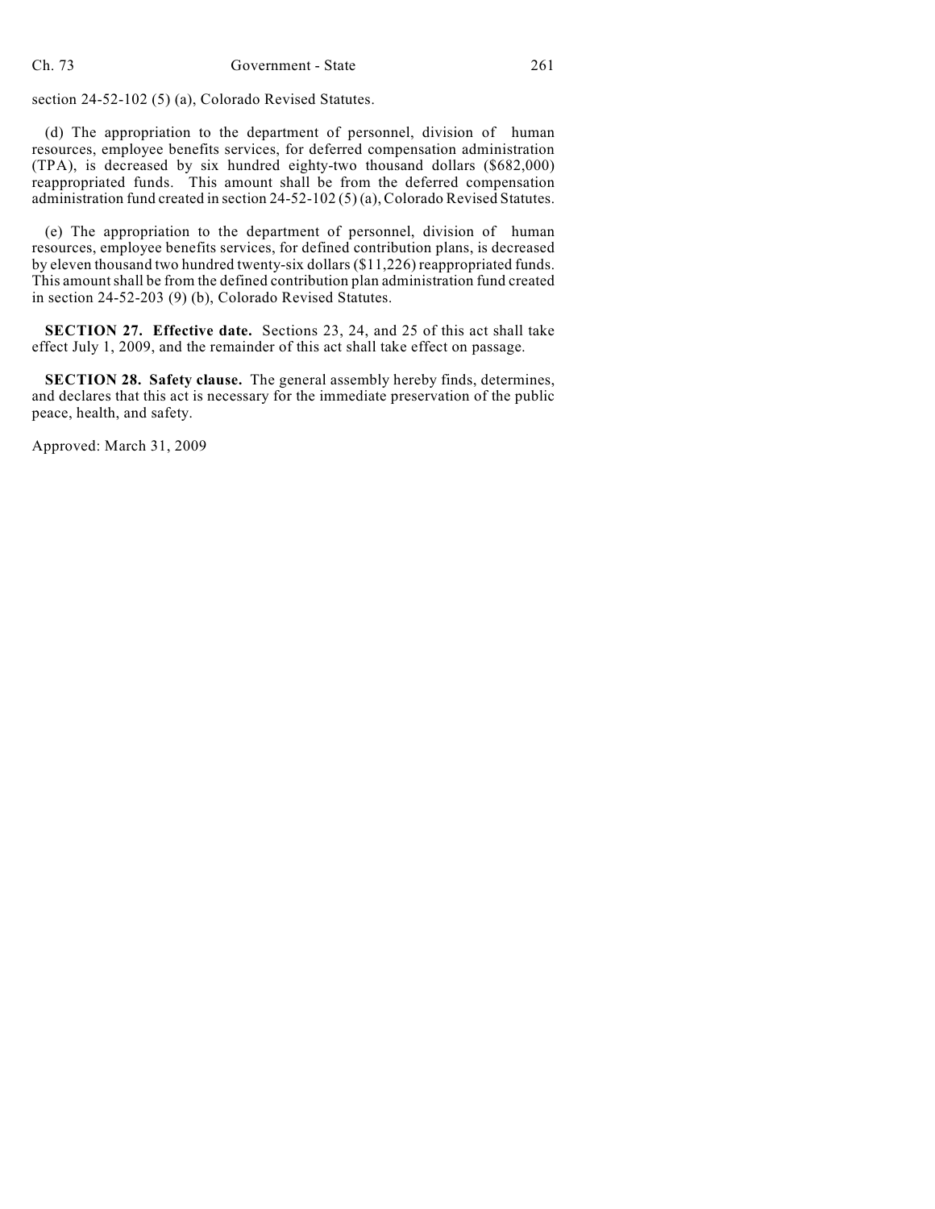section 24-52-102 (5) (a), Colorado Revised Statutes.

(d) The appropriation to the department of personnel, division of human resources, employee benefits services, for deferred compensation administration (TPA), is decreased by six hundred eighty-two thousand dollars ($682,000) reappropriated funds. This amount shall be from the deferred compensation administration fund created in section 24-52-102 (5) (a), Colorado Revised Statutes.

(e) The appropriation to the department of personnel, division of human resources, employee benefits services, for defined contribution plans, is decreased by eleven thousand two hundred twenty-six dollars ($11,226) reappropriated funds. This amount shall be from the defined contribution plan administration fund created in section 24-52-203 (9) (b), Colorado Revised Statutes.

**SECTION 27. Effective date.** Sections 23, 24, and 25 of this act shall take effect July 1, 2009, and the remainder of this act shall take effect on passage.

**SECTION 28. Safety clause.** The general assembly hereby finds, determines, and declares that this act is necessary for the immediate preservation of the public peace, health, and safety.

Approved: March 31, 2009